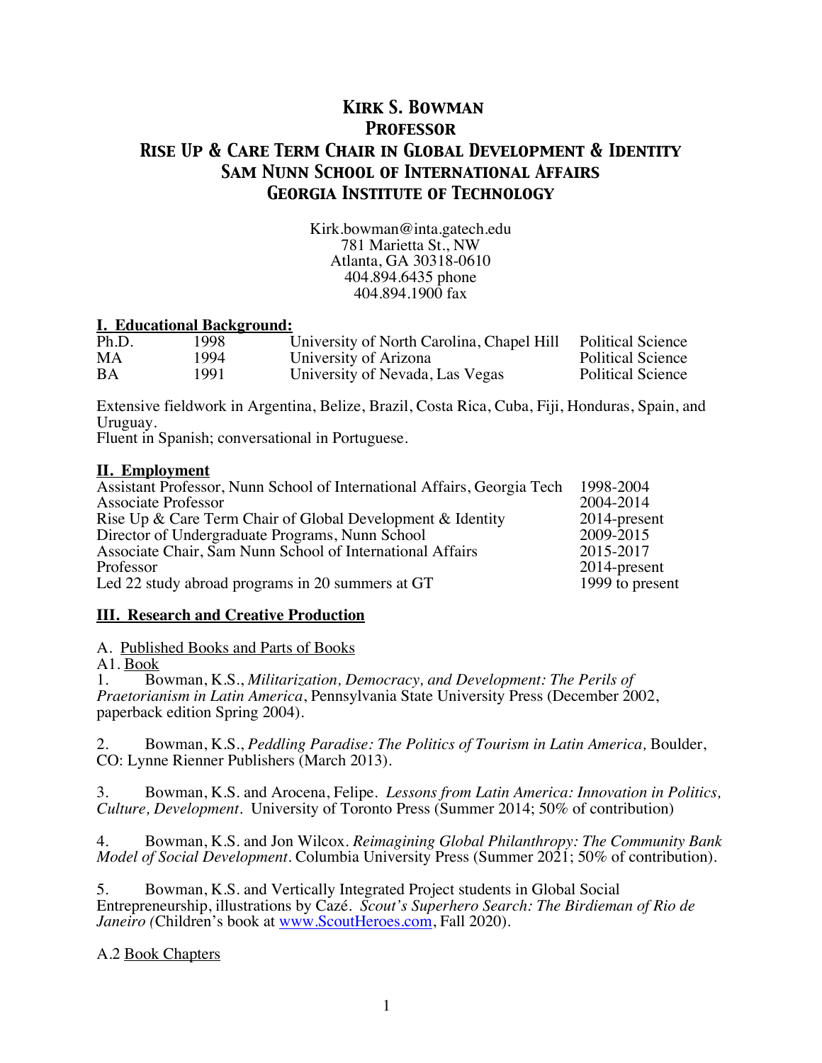# Kirk S. Bowman
# Professor
# Rise Up & Care Term Chair in Global Development & Identity
# Sam Nunn School of International Affairs
# Georgia Institute of Technology

Kirk.bowman@inta.gatech.edu
781 Marietta St., NW
Atlanta, GA 30318-0610
404.894.6435 phone
404.894.1900 fax

## I. Educational Background:

| | | | |
|---|---|---|---|
| Ph.D. | 1998 | University of North Carolina, Chapel Hill | Political Science |
| MA | 1994 | University of Arizona | Political Science |
| BA | 1991 | University of Nevada, Las Vegas | Political Science |

Extensive fieldwork in Argentina, Belize, Brazil, Costa Rica, Cuba, Fiji, Honduras, Spain, and Uruguay.
Fluent in Spanish; conversational in Portuguese.

## II. Employment

| | |
|---|---|
| Assistant Professor, Nunn School of International Affairs, Georgia Tech | 1998-2004 |
| Associate Professor | 2004-2014 |
| Rise Up & Care Term Chair of Global Development & Identity | 2014-present |
| Director of Undergraduate Programs, Nunn School | 2009-2015 |
| Associate Chair, Sam Nunn School of International Affairs | 2015-2017 |
| Professor | 2014-present |
| Led 22 study abroad programs in 20 summers at GT | 1999 to present |

## III. Research and Creative Production

A. Published Books and Parts of Books

A1. Book

1. Bowman, K.S., *Militarization, Democracy, and Development: The Perils of Praetorianism in Latin America*, Pennsylvania State University Press (December 2002, paperback edition Spring 2004).

2. Bowman, K.S., *Peddling Paradise: The Politics of Tourism in Latin America,* Boulder, CO: Lynne Rienner Publishers (March 2013).

3. Bowman, K.S. and Arocena, Felipe. *Lessons from Latin America: Innovation in Politics, Culture, Development*. University of Toronto Press (Summer 2014; 50% of contribution)

4. Bowman, K.S. and Jon Wilcox. *Reimagining Global Philanthropy: The Community Bank Model of Social Development*. Columbia University Press (Summer 2021; 50% of contribution).

5. Bowman, K.S. and Vertically Integrated Project students in Global Social Entrepreneurship, illustrations by Cazé. *Scout's Superhero Search: The Birdieman of Rio de Janeiro (*Children's book at www.ScoutHeroes.com, Fall 2020).

A.2 Book Chapters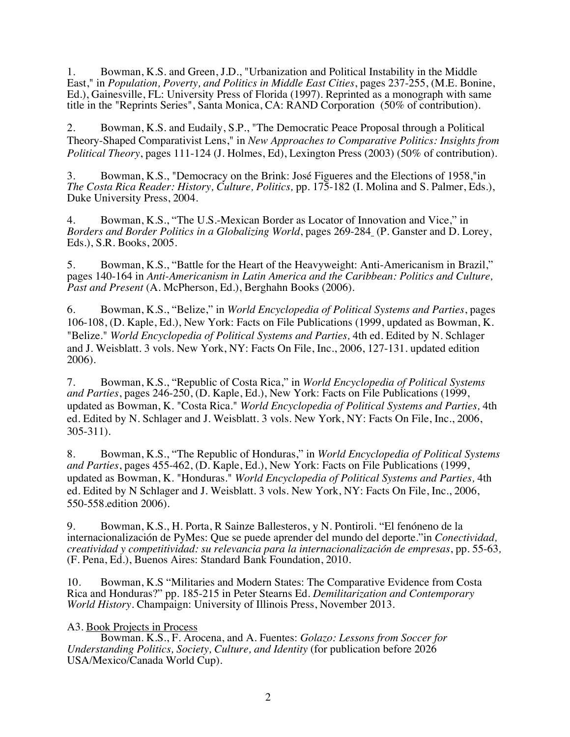1. Bowman, K.S. and Green, J.D., "Urbanization and Political Instability in the Middle East," in *Population, Poverty, and Politics in Middle East Cities*, pages 237-255, (M.E. Bonine, Ed.), Gainesville, FL: University Press of Florida (1997). Reprinted as a monograph with same title in the "Reprints Series", Santa Monica, CA: RAND Corporation (50% of contribution).

2. Bowman, K.S. and Eudaily, S.P., "The Democratic Peace Proposal through a Political Theory-Shaped Comparativist Lens," in *New Approaches to Comparative Politics: Insights from Political Theory*, pages 111-124 (J. Holmes, Ed), Lexington Press (2003) (50% of contribution).

3. Bowman, K.S., "Democracy on the Brink: José Figueres and the Elections of 1958,"in *The Costa Rica Reader: History, Culture, Politics,* pp. 175-182 (I. Molina and S. Palmer, Eds.), Duke University Press, 2004.

4. Bowman, K.S., "The U.S.-Mexican Border as Locator of Innovation and Vice," in *Borders and Border Politics in a Globalizing World*, pages 269-284 (P. Ganster and D. Lorey, Eds.), S.R. Books, 2005.

5. Bowman, K.S., "Battle for the Heart of the Heavyweight: Anti-Americanism in Brazil," pages 140-164 in *Anti-Americanism in Latin America and the Caribbean: Politics and Culture, Past and Present* (A. McPherson, Ed.), Berghahn Books (2006).

6. Bowman, K.S., "Belize," in *World Encyclopedia of Political Systems and Parties*, pages 106-108, (D. Kaple, Ed.), New York: Facts on File Publications (1999, updated as Bowman, K. "Belize." *World Encyclopedia of Political Systems and Parties,* 4th ed. Edited by N. Schlager and J. Weisblatt. 3 vols. New York, NY: Facts On File, Inc., 2006, 127-131. updated edition 2006).

7. Bowman, K.S., "Republic of Costa Rica," in *World Encyclopedia of Political Systems and Parties*, pages 246-250, (D. Kaple, Ed.), New York: Facts on File Publications (1999, updated as Bowman, K. "Costa Rica." *World Encyclopedia of Political Systems and Parties,* 4th ed. Edited by N. Schlager and J. Weisblatt. 3 vols. New York, NY: Facts On File, Inc., 2006, 305-311).

8. Bowman, K.S., "The Republic of Honduras," in *World Encyclopedia of Political Systems and Parties*, pages 455-462, (D. Kaple, Ed.), New York: Facts on File Publications (1999, updated as Bowman, K. "Honduras." *World Encyclopedia of Political Systems and Parties,* 4th ed. Edited by N Schlager and J. Weisblatt. 3 vols. New York, NY: Facts On File, Inc., 2006, 550-558.edition 2006).

9. Bowman, K.S., H. Porta, R Sainze Ballesteros, y N. Pontiroli. "El fenóneno de la internacionalización de PyMes: Que se puede aprender del mundo del deporte."in *Conectividad, creatividad y competitividad: su relevancia para la internacionalización de empresas*, pp. 55-63, (F. Pena, Ed.), Buenos Aires: Standard Bank Foundation, 2010.

10. Bowman, K.S "Militaries and Modern States: The Comparative Evidence from Costa Rica and Honduras?" pp. 185-215 in Peter Stearns Ed. *Demilitarization and Contemporary World History*. Champaign: University of Illinois Press, November 2013.

A3. Book Projects in Process

Bowman. K.S., F. Arocena, and A. Fuentes: *Golazo: Lessons from Soccer for Understanding Politics, Society, Culture, and Identity* (for publication before 2026 USA/Mexico/Canada World Cup).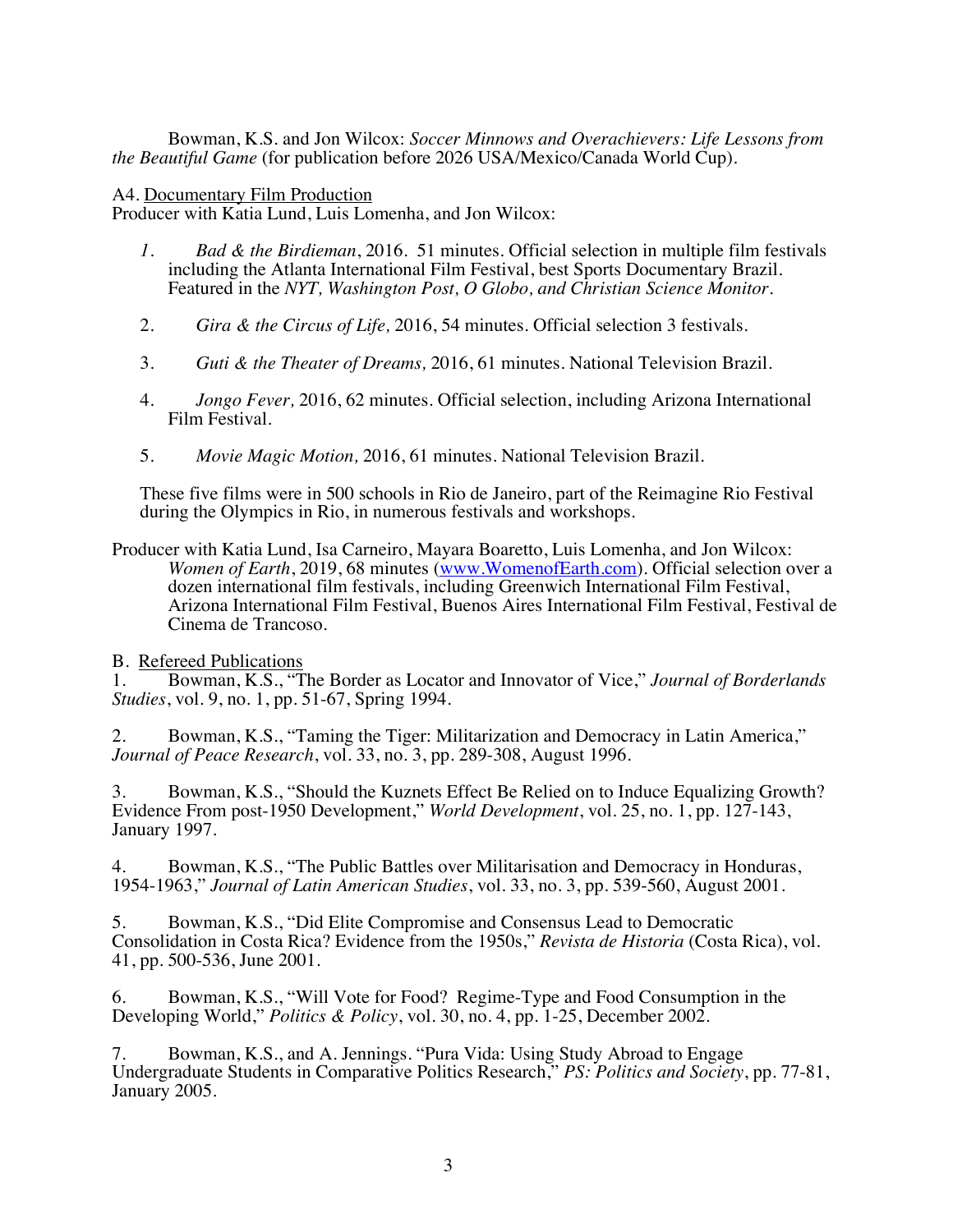Bowman, K.S. and Jon Wilcox: *Soccer Minnows and Overachievers: Life Lessons from the Beautiful Game* (for publication before 2026 USA/Mexico/Canada World Cup).

A4. Documentary Film Production

Producer with Katia Lund, Luis Lomenha, and Jon Wilcox:

1. *Bad & the Birdieman*, 2016. 51 minutes. Official selection in multiple film festivals including the Atlanta International Film Festival, best Sports Documentary Brazil. Featured in the *NYT, Washington Post, O Globo, and Christian Science Monitor*.

2. *Gira & the Circus of Life,* 2016, 54 minutes. Official selection 3 festivals.

3. *Guti & the Theater of Dreams,* 2016, 61 minutes. National Television Brazil.

4. *Jongo Fever,* 2016, 62 minutes. Official selection, including Arizona International Film Festival.

5. *Movie Magic Motion,* 2016, 61 minutes. National Television Brazil.

These five films were in 500 schools in Rio de Janeiro, part of the Reimagine Rio Festival during the Olympics in Rio, in numerous festivals and workshops.

Producer with Katia Lund, Isa Carneiro, Mayara Boaretto, Luis Lomenha, and Jon Wilcox: *Women of Earth*, 2019, 68 minutes (www.WomenofEarth.com). Official selection over a dozen international film festivals, including Greenwich International Film Festival, Arizona International Film Festival, Buenos Aires International Film Festival, Festival de Cinema de Trancoso.

B. Refereed Publications

1. Bowman, K.S., "The Border as Locator and Innovator of Vice," *Journal of Borderlands Studies*, vol. 9, no. 1, pp. 51-67, Spring 1994.

2. Bowman, K.S., "Taming the Tiger: Militarization and Democracy in Latin America," *Journal of Peace Research*, vol. 33, no. 3, pp. 289-308, August 1996.

3. Bowman, K.S., "Should the Kuznets Effect Be Relied on to Induce Equalizing Growth? Evidence From post-1950 Development," *World Development*, vol. 25, no. 1, pp. 127-143, January 1997.

4. Bowman, K.S., "The Public Battles over Militarisation and Democracy in Honduras, 1954-1963," *Journal of Latin American Studies*, vol. 33, no. 3, pp. 539-560, August 2001.

5. Bowman, K.S., "Did Elite Compromise and Consensus Lead to Democratic Consolidation in Costa Rica? Evidence from the 1950s," *Revista de Historia* (Costa Rica), vol. 41, pp. 500-536, June 2001.

6. Bowman, K.S., "Will Vote for Food? Regime-Type and Food Consumption in the Developing World," *Politics & Policy*, vol. 30, no. 4, pp. 1-25, December 2002.

7. Bowman, K.S., and A. Jennings. "Pura Vida: Using Study Abroad to Engage Undergraduate Students in Comparative Politics Research," *PS: Politics and Society*, pp. 77-81, January 2005.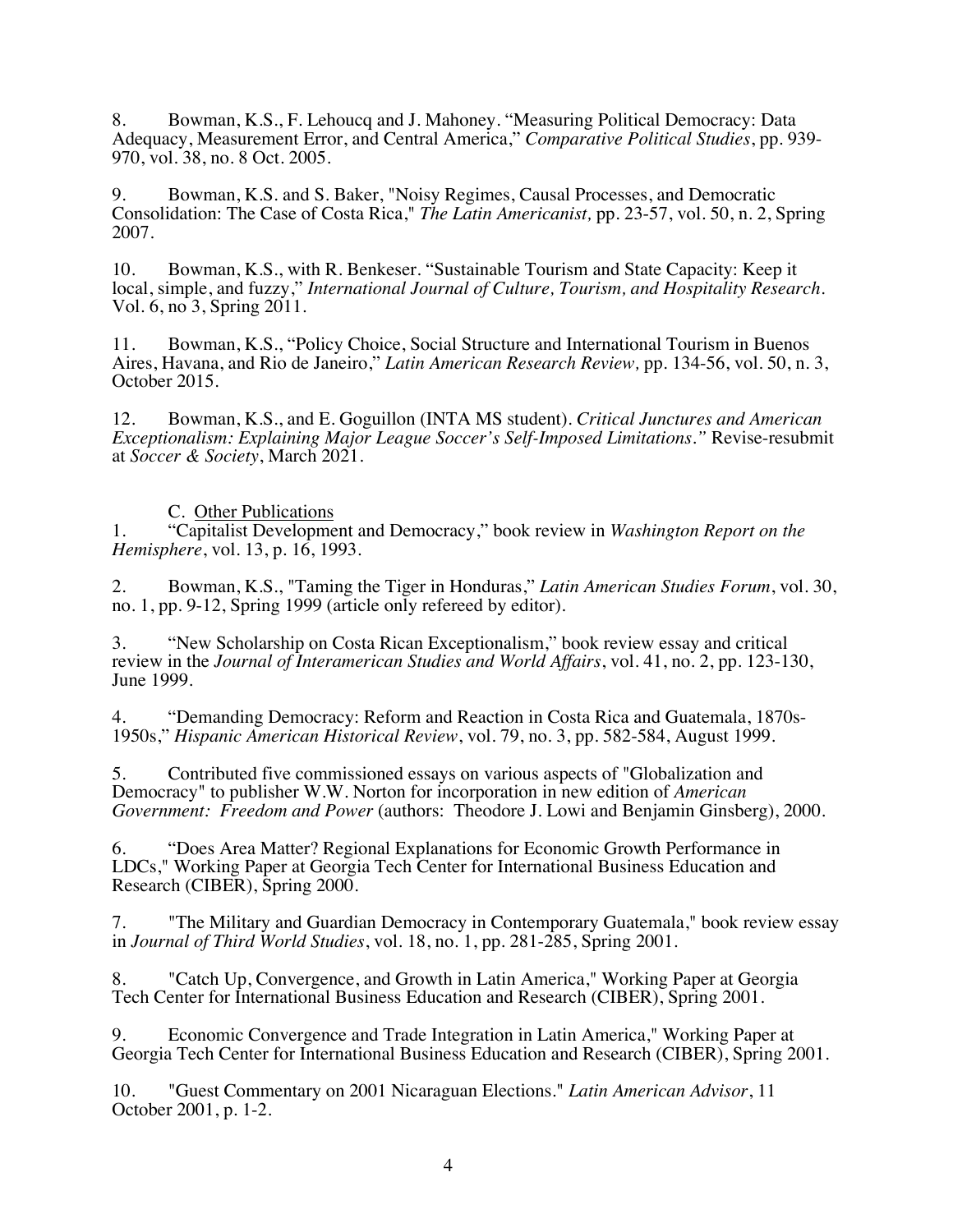8. Bowman, K.S., F. Lehoucq and J. Mahoney. "Measuring Political Democracy: Data Adequacy, Measurement Error, and Central America," *Comparative Political Studies*, pp. 939-970, vol. 38, no. 8 Oct. 2005.

9. Bowman, K.S. and S. Baker, "Noisy Regimes, Causal Processes, and Democratic Consolidation: The Case of Costa Rica," *The Latin Americanist,* pp. 23-57, vol. 50, n. 2, Spring 2007.

10. Bowman, K.S., with R. Benkeser. "Sustainable Tourism and State Capacity: Keep it local, simple, and fuzzy," *International Journal of Culture, Tourism, and Hospitality Research*. Vol. 6, no 3, Spring 2011.

11. Bowman, K.S., "Policy Choice, Social Structure and International Tourism in Buenos Aires, Havana, and Rio de Janeiro," *Latin American Research Review,* pp. 134-56, vol. 50, n. 3, October 2015.

12. Bowman, K.S., and E. Goguillon (INTA MS student). *Critical Junctures and American Exceptionalism: Explaining Major League Soccer's Self-Imposed Limitations."* Revise-resubmit at *Soccer & Society*, March 2021.

C. <u>Other Publications</u>

1. "Capitalist Development and Democracy," book review in *Washington Report on the Hemisphere*, vol. 13, p. 16, 1993.

2. Bowman, K.S., "Taming the Tiger in Honduras," *Latin American Studies Forum*, vol. 30, no. 1, pp. 9-12, Spring 1999 (article only refereed by editor).

3. "New Scholarship on Costa Rican Exceptionalism," book review essay and critical review in the *Journal of Interamerican Studies and World Affairs*, vol. 41, no. 2, pp. 123-130, June 1999.

4. "Demanding Democracy: Reform and Reaction in Costa Rica and Guatemala, 1870s-1950s," *Hispanic American Historical Review*, vol. 79, no. 3, pp. 582-584, August 1999.

5. Contributed five commissioned essays on various aspects of "Globalization and Democracy" to publisher W.W. Norton for incorporation in new edition of *American Government: Freedom and Power* (authors: Theodore J. Lowi and Benjamin Ginsberg), 2000.

6. "Does Area Matter? Regional Explanations for Economic Growth Performance in LDCs," Working Paper at Georgia Tech Center for International Business Education and Research (CIBER), Spring 2000.

7. "The Military and Guardian Democracy in Contemporary Guatemala," book review essay in *Journal of Third World Studies*, vol. 18, no. 1, pp. 281-285, Spring 2001.

8. "Catch Up, Convergence, and Growth in Latin America," Working Paper at Georgia Tech Center for International Business Education and Research (CIBER), Spring 2001.

9. Economic Convergence and Trade Integration in Latin America," Working Paper at Georgia Tech Center for International Business Education and Research (CIBER), Spring 2001.

10. "Guest Commentary on 2001 Nicaraguan Elections." *Latin American Advisor*, 11 October 2001, p. 1-2.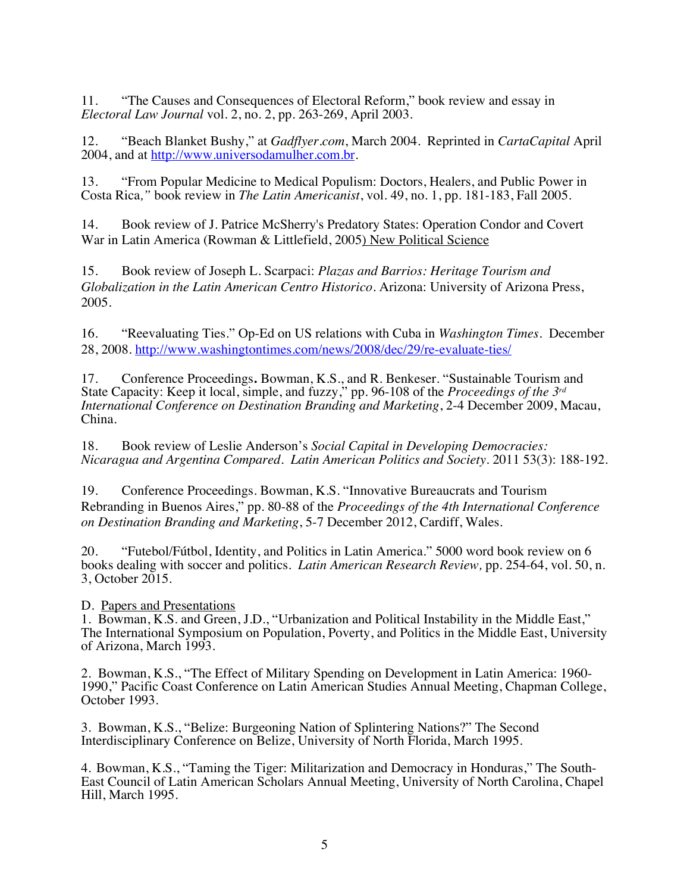11. "The Causes and Consequences of Electoral Reform," book review and essay in *Electoral Law Journal* vol. 2, no. 2, pp. 263-269, April 2003.

12. "Beach Blanket Bushy," at *Gadflyer.com*, March 2004. Reprinted in *CartaCapital* April 2004, and at http://www.universodamulher.com.br.

13. "From Popular Medicine to Medical Populism: Doctors, Healers, and Public Power in Costa Rica," book review in *The Latin Americanist*, vol. 49, no. 1, pp. 181-183, Fall 2005.

14. Book review of J. Patrice McSherry's Predatory States: Operation Condor and Covert War in Latin America (Rowman & Littlefield, 2005) New Political Science

15. Book review of Joseph L. Scarpaci: *Plazas and Barrios: Heritage Tourism and Globalization in the Latin American Centro Historico*. Arizona: University of Arizona Press, 2005.

16. "Reevaluating Ties." Op-Ed on US relations with Cuba in *Washington Times*. December 28, 2008. http://www.washingtontimes.com/news/2008/dec/29/re-evaluate-ties/

17. Conference Proceedings**.** Bowman, K.S., and R. Benkeser. "Sustainable Tourism and State Capacity: Keep it local, simple, and fuzzy," pp. 96-108 of the *Proceedings of the 3rd International Conference on Destination Branding and Marketing*, 2-4 December 2009, Macau, China.

18. Book review of Leslie Anderson's *Social Capital in Developing Democracies: Nicaragua and Argentina Compared*. *Latin American Politics and Society*. 2011 53(3): 188-192.

19. Conference Proceedings. Bowman, K.S. "Innovative Bureaucrats and Tourism Rebranding in Buenos Aires," pp. 80-88 of the *Proceedings of the 4th International Conference on Destination Branding and Marketing*, 5-7 December 2012, Cardiff, Wales.

20. "Futebol/Fútbol, Identity, and Politics in Latin America." 5000 word book review on 6 books dealing with soccer and politics. *Latin American Research Review,* pp. 254-64, vol. 50, n. 3, October 2015.

D. Papers and Presentations

1. Bowman, K.S. and Green, J.D., "Urbanization and Political Instability in the Middle East," The International Symposium on Population, Poverty, and Politics in the Middle East, University of Arizona, March 1993.

2. Bowman, K.S., "The Effect of Military Spending on Development in Latin America: 1960-1990," Pacific Coast Conference on Latin American Studies Annual Meeting, Chapman College, October 1993.

3. Bowman, K.S., "Belize: Burgeoning Nation of Splintering Nations?" The Second Interdisciplinary Conference on Belize, University of North Florida, March 1995.

4. Bowman, K.S., "Taming the Tiger: Militarization and Democracy in Honduras," The South-East Council of Latin American Scholars Annual Meeting, University of North Carolina, Chapel Hill, March 1995.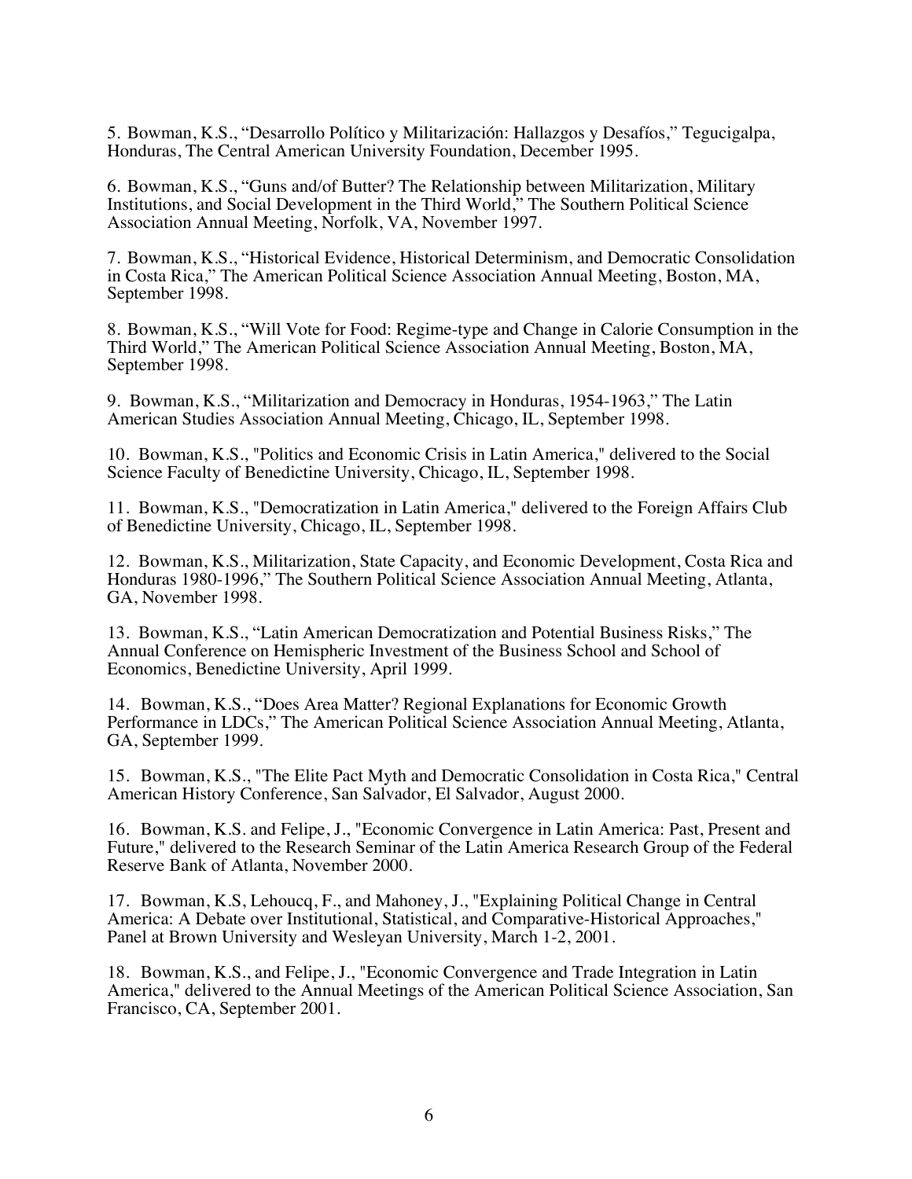5. Bowman, K.S., "Desarrollo Político y Militarización: Hallazgos y Desafíos," Tegucigalpa, Honduras, The Central American University Foundation, December 1995.

6. Bowman, K.S., "Guns and/of Butter? The Relationship between Militarization, Military Institutions, and Social Development in the Third World," The Southern Political Science Association Annual Meeting, Norfolk, VA, November 1997.

7. Bowman, K.S., "Historical Evidence, Historical Determinism, and Democratic Consolidation in Costa Rica," The American Political Science Association Annual Meeting, Boston, MA, September 1998.

8. Bowman, K.S., "Will Vote for Food: Regime-type and Change in Calorie Consumption in the Third World," The American Political Science Association Annual Meeting, Boston, MA, September 1998.

9. Bowman, K.S., "Militarization and Democracy in Honduras, 1954-1963," The Latin American Studies Association Annual Meeting, Chicago, IL, September 1998.

10. Bowman, K.S., "Politics and Economic Crisis in Latin America," delivered to the Social Science Faculty of Benedictine University, Chicago, IL, September 1998.

11. Bowman, K.S., "Democratization in Latin America," delivered to the Foreign Affairs Club of Benedictine University, Chicago, IL, September 1998.

12. Bowman, K.S., Militarization, State Capacity, and Economic Development, Costa Rica and Honduras 1980-1996," The Southern Political Science Association Annual Meeting, Atlanta, GA, November 1998.

13. Bowman, K.S., "Latin American Democratization and Potential Business Risks," The Annual Conference on Hemispheric Investment of the Business School and School of Economics, Benedictine University, April 1999.

14. Bowman, K.S., "Does Area Matter? Regional Explanations for Economic Growth Performance in LDCs," The American Political Science Association Annual Meeting, Atlanta, GA, September 1999.

15. Bowman, K.S., "The Elite Pact Myth and Democratic Consolidation in Costa Rica," Central American History Conference, San Salvador, El Salvador, August 2000.

16. Bowman, K.S. and Felipe, J., "Economic Convergence in Latin America: Past, Present and Future," delivered to the Research Seminar of the Latin America Research Group of the Federal Reserve Bank of Atlanta, November 2000.

17. Bowman, K.S, Lehoucq, F., and Mahoney, J., "Explaining Political Change in Central America: A Debate over Institutional, Statistical, and Comparative-Historical Approaches," Panel at Brown University and Wesleyan University, March 1-2, 2001.

18. Bowman, K.S., and Felipe, J., "Economic Convergence and Trade Integration in Latin America," delivered to the Annual Meetings of the American Political Science Association, San Francisco, CA, September 2001.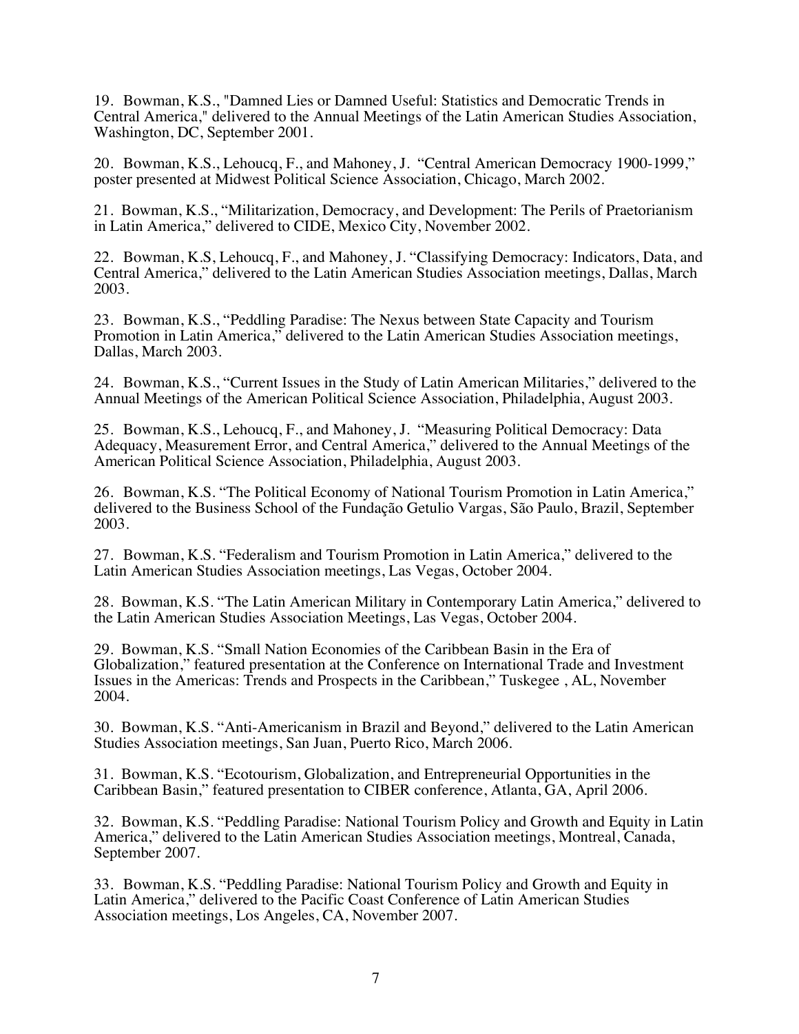19. Bowman, K.S., "Damned Lies or Damned Useful: Statistics and Democratic Trends in Central America," delivered to the Annual Meetings of the Latin American Studies Association, Washington, DC, September 2001.

20. Bowman, K.S., Lehoucq, F., and Mahoney, J. "Central American Democracy 1900-1999," poster presented at Midwest Political Science Association, Chicago, March 2002.

21. Bowman, K.S., "Militarization, Democracy, and Development: The Perils of Praetorianism in Latin America," delivered to CIDE, Mexico City, November 2002.

22. Bowman, K.S, Lehoucq, F., and Mahoney, J. "Classifying Democracy: Indicators, Data, and Central America," delivered to the Latin American Studies Association meetings, Dallas, March 2003.

23. Bowman, K.S., "Peddling Paradise: The Nexus between State Capacity and Tourism Promotion in Latin America," delivered to the Latin American Studies Association meetings, Dallas, March 2003.

24. Bowman, K.S., "Current Issues in the Study of Latin American Militaries," delivered to the Annual Meetings of the American Political Science Association, Philadelphia, August 2003.

25. Bowman, K.S., Lehoucq, F., and Mahoney, J. "Measuring Political Democracy: Data Adequacy, Measurement Error, and Central America," delivered to the Annual Meetings of the American Political Science Association, Philadelphia, August 2003.

26. Bowman, K.S. "The Political Economy of National Tourism Promotion in Latin America," delivered to the Business School of the Fundação Getulio Vargas, São Paulo, Brazil, September 2003.

27. Bowman, K.S. "Federalism and Tourism Promotion in Latin America," delivered to the Latin American Studies Association meetings, Las Vegas, October 2004.

28. Bowman, K.S. "The Latin American Military in Contemporary Latin America," delivered to the Latin American Studies Association Meetings, Las Vegas, October 2004.

29. Bowman, K.S. "Small Nation Economies of the Caribbean Basin in the Era of Globalization," featured presentation at the Conference on International Trade and Investment Issues in the Americas: Trends and Prospects in the Caribbean," Tuskegee , AL, November 2004.

30. Bowman, K.S. "Anti-Americanism in Brazil and Beyond," delivered to the Latin American Studies Association meetings, San Juan, Puerto Rico, March 2006.

31. Bowman, K.S. "Ecotourism, Globalization, and Entrepreneurial Opportunities in the Caribbean Basin," featured presentation to CIBER conference, Atlanta, GA, April 2006.

32. Bowman, K.S. "Peddling Paradise: National Tourism Policy and Growth and Equity in Latin America," delivered to the Latin American Studies Association meetings, Montreal, Canada, September 2007.

33. Bowman, K.S. "Peddling Paradise: National Tourism Policy and Growth and Equity in Latin America," delivered to the Pacific Coast Conference of Latin American Studies Association meetings, Los Angeles, CA, November 2007.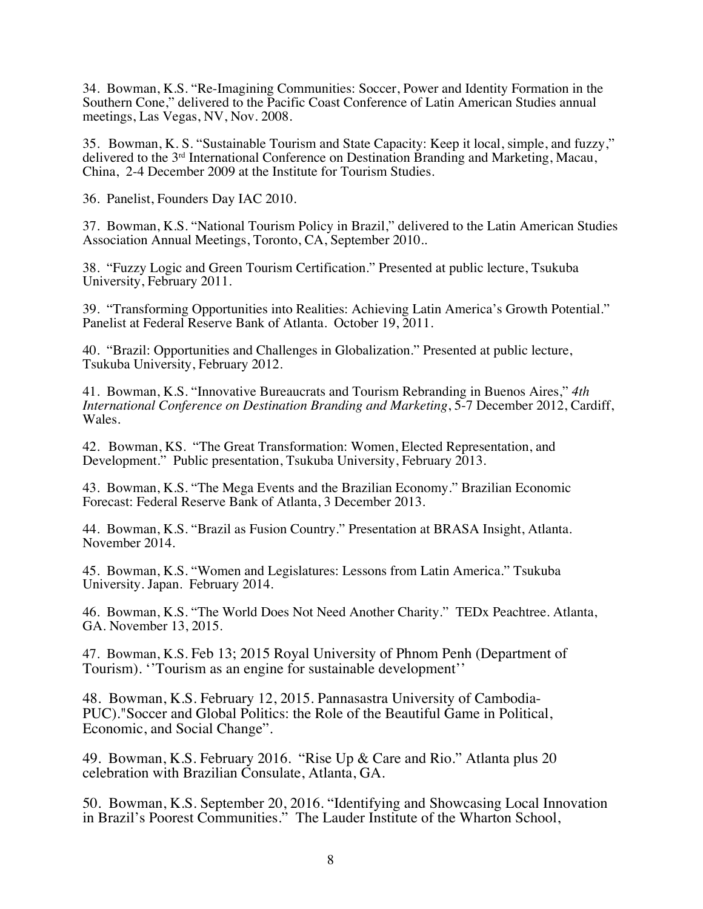34. Bowman, K.S. "Re-Imagining Communities: Soccer, Power and Identity Formation in the Southern Cone," delivered to the Pacific Coast Conference of Latin American Studies annual meetings, Las Vegas, NV, Nov. 2008.

35. Bowman, K. S. "Sustainable Tourism and State Capacity: Keep it local, simple, and fuzzy," delivered to the 3rd International Conference on Destination Branding and Marketing, Macau, China, 2-4 December 2009 at the Institute for Tourism Studies.

36. Panelist, Founders Day IAC 2010.

37. Bowman, K.S. "National Tourism Policy in Brazil," delivered to the Latin American Studies Association Annual Meetings, Toronto, CA, September 2010..

38. "Fuzzy Logic and Green Tourism Certification." Presented at public lecture, Tsukuba University, February 2011.

39. "Transforming Opportunities into Realities: Achieving Latin America's Growth Potential." Panelist at Federal Reserve Bank of Atlanta. October 19, 2011.

40. "Brazil: Opportunities and Challenges in Globalization." Presented at public lecture, Tsukuba University, February 2012.

41. Bowman, K.S. "Innovative Bureaucrats and Tourism Rebranding in Buenos Aires," *4th International Conference on Destination Branding and Marketing*, 5-7 December 2012, Cardiff, Wales.

42. Bowman, KS. "The Great Transformation: Women, Elected Representation, and Development." Public presentation, Tsukuba University, February 2013.

43. Bowman, K.S. "The Mega Events and the Brazilian Economy." Brazilian Economic Forecast: Federal Reserve Bank of Atlanta, 3 December 2013.

44. Bowman, K.S. "Brazil as Fusion Country." Presentation at BRASA Insight, Atlanta. November 2014.

45. Bowman, K.S. "Women and Legislatures: Lessons from Latin America." Tsukuba University. Japan. February 2014.

46. Bowman, K.S. "The World Does Not Need Another Charity." TEDx Peachtree. Atlanta, GA. November 13, 2015.

47. Bowman, K.S. Feb 13; 2015 Royal University of Phnom Penh (Department of Tourism). ''Tourism as an engine for sustainable development''

48. Bowman, K.S. February 12, 2015. Pannasastra University of Cambodia-PUC)."Soccer and Global Politics: the Role of the Beautiful Game in Political, Economic, and Social Change".

49. Bowman, K.S. February 2016. "Rise Up & Care and Rio." Atlanta plus 20 celebration with Brazilian Consulate, Atlanta, GA.

50. Bowman, K.S. September 20, 2016. "Identifying and Showcasing Local Innovation in Brazil's Poorest Communities." The Lauder Institute of the Wharton School,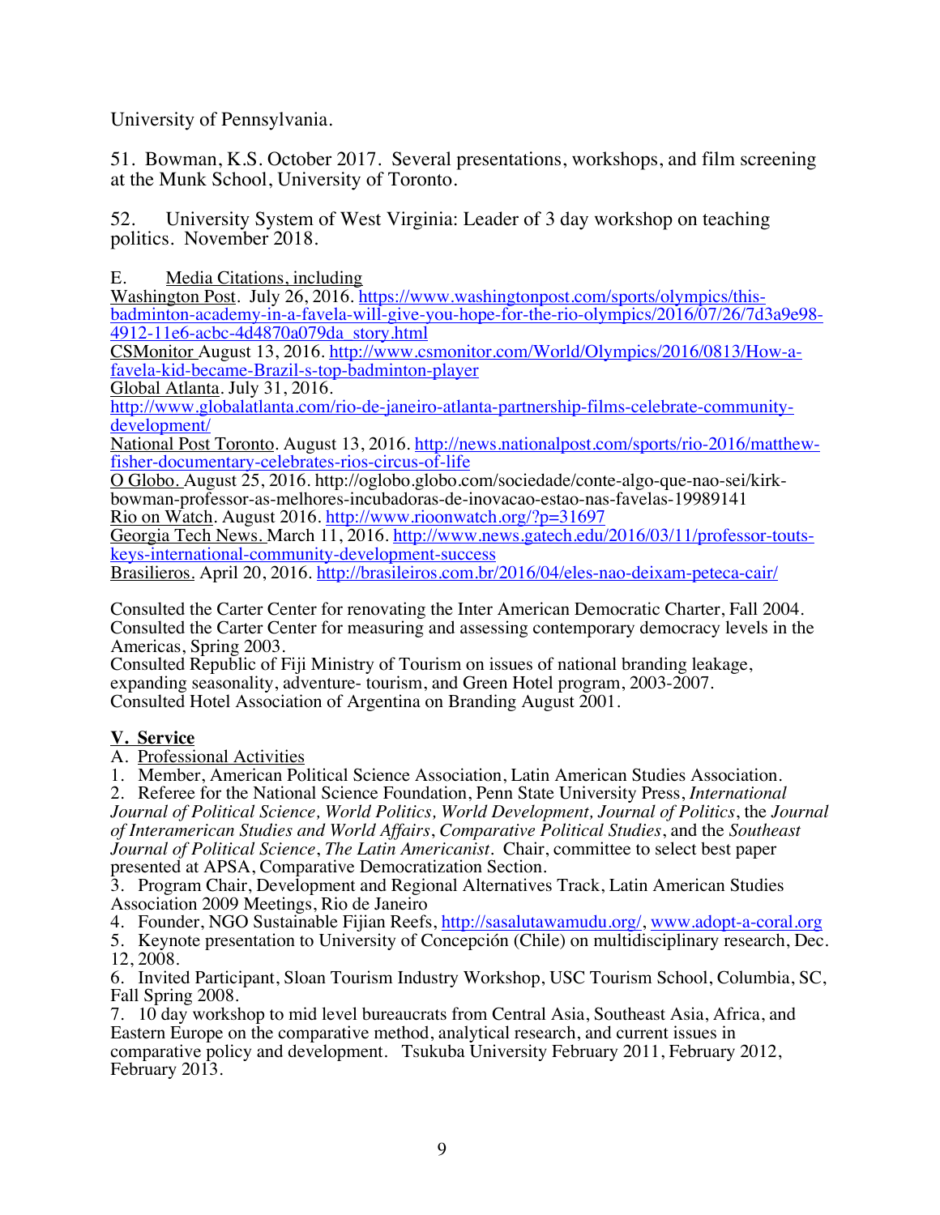University of Pennsylvania.

51. Bowman, K.S. October 2017. Several presentations, workshops, and film screening at the Munk School, University of Toronto.

52. University System of West Virginia: Leader of 3 day workshop on teaching politics. November 2018.

E. Media Citations, including

Washington Post. July 26, 2016. https://www.washingtonpost.com/sports/olympics/this-badminton-academy-in-a-favela-will-give-you-hope-for-the-rio-olympics/2016/07/26/7d3a9e98-4912-11e6-acbc-4d4870a079da_story.html
CSMonitor August 13, 2016. http://www.csmonitor.com/World/Olympics/2016/0813/How-a-favela-kid-became-Brazil-s-top-badminton-player
Global Atlanta. July 31, 2016. http://www.globalatlanta.com/rio-de-janeiro-atlanta-partnership-films-celebrate-community-development/
National Post Toronto. August 13, 2016. http://news.nationalpost.com/sports/rio-2016/matthew-fisher-documentary-celebrates-rios-circus-of-life
O Globo. August 25, 2016. http://oglobo.globo.com/sociedade/conte-algo-que-nao-sei/kirk-bowman-professor-as-melhores-incubadoras-de-inovacao-estao-nas-favelas-19989141
Rio on Watch. August 2016. http://www.rioonwatch.org/?p=31697
Georgia Tech News. March 11, 2016. http://www.news.gatech.edu/2016/03/11/professor-touts-keys-international-community-development-success
Brasilieros. April 20, 2016. http://brasileiros.com.br/2016/04/eles-nao-deixam-peteca-cair/

Consulted the Carter Center for renovating the Inter American Democratic Charter, Fall 2004.
Consulted the Carter Center for measuring and assessing contemporary democracy levels in the Americas, Spring 2003.
Consulted Republic of Fiji Ministry of Tourism on issues of national branding leakage, expanding seasonality, adventure- tourism, and Green Hotel program, 2003-2007.
Consulted Hotel Association of Argentina on Branding August 2001.

## V. Service

A. Professional Activities

1. Member, American Political Science Association, Latin American Studies Association.
2. Referee for the National Science Foundation, Penn State University Press, *International Journal of Political Science, World Politics, World Development, Journal of Politics*, the *Journal of Interamerican Studies and World Affairs*, *Comparative Political Studies*, and the *Southeast Journal of Political Science*, *The Latin Americanist*. Chair, committee to select best paper presented at APSA, Comparative Democratization Section.
3. Program Chair, Development and Regional Alternatives Track, Latin American Studies Association 2009 Meetings, Rio de Janeiro
4. Founder, NGO Sustainable Fijian Reefs, http://sasalutawamudu.org/, www.adopt-a-coral.org
5. Keynote presentation to University of Concepción (Chile) on multidisciplinary research, Dec. 12, 2008.
6. Invited Participant, Sloan Tourism Industry Workshop, USC Tourism School, Columbia, SC, Fall Spring 2008.
7. 10 day workshop to mid level bureaucrats from Central Asia, Southeast Asia, Africa, and Eastern Europe on the comparative method, analytical research, and current issues in comparative policy and development. Tsukuba University February 2011, February 2012, February 2013.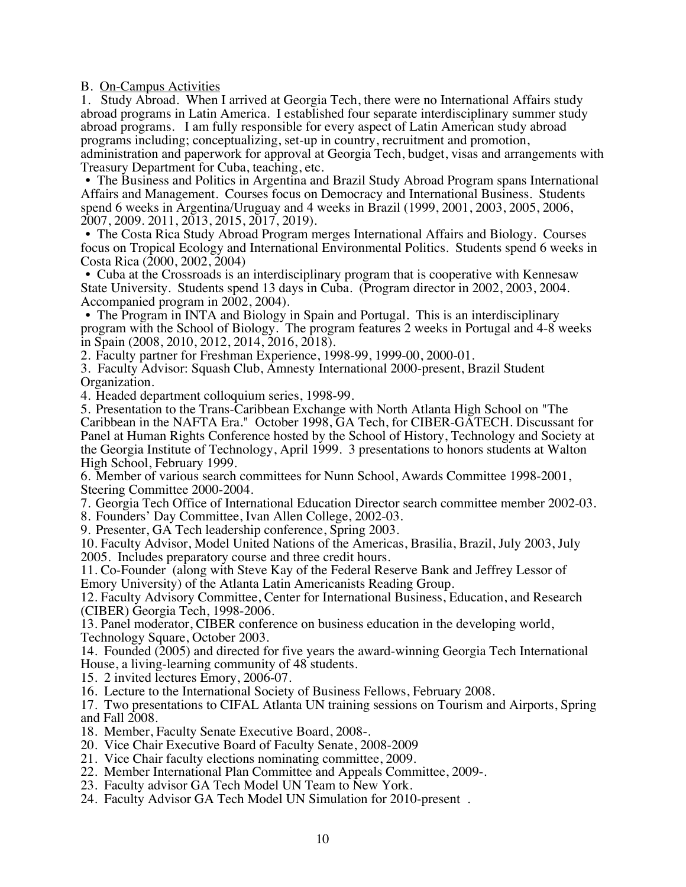B. <u>On-Campus Activities</u>

1. Study Abroad. When I arrived at Georgia Tech, there were no International Affairs study abroad programs in Latin America. I established four separate interdisciplinary summer study abroad programs. I am fully responsible for every aspect of Latin American study abroad programs including; conceptualizing, set-up in country, recruitment and promotion, administration and paperwork for approval at Georgia Tech, budget, visas and arrangements with Treasury Department for Cuba, teaching, etc.

• The Business and Politics in Argentina and Brazil Study Abroad Program spans International Affairs and Management. Courses focus on Democracy and International Business. Students spend 6 weeks in Argentina/Uruguay and 4 weeks in Brazil (1999, 2001, 2003, 2005, 2006, 2007, 2009. 2011, 2013, 2015, 2017, 2019).

• The Costa Rica Study Abroad Program merges International Affairs and Biology. Courses focus on Tropical Ecology and International Environmental Politics. Students spend 6 weeks in Costa Rica (2000, 2002, 2004)

• Cuba at the Crossroads is an interdisciplinary program that is cooperative with Kennesaw State University. Students spend 13 days in Cuba. (Program director in 2002, 2003, 2004. Accompanied program in 2002, 2004).

• The Program in INTA and Biology in Spain and Portugal. This is an interdisciplinary program with the School of Biology. The program features 2 weeks in Portugal and 4-8 weeks in Spain (2008, 2010, 2012, 2014, 2016, 2018).

2. Faculty partner for Freshman Experience, 1998-99, 1999-00, 2000-01.

3. Faculty Advisor: Squash Club, Amnesty International 2000-present, Brazil Student Organization.

4. Headed department colloquium series, 1998-99.

5. Presentation to the Trans-Caribbean Exchange with North Atlanta High School on "The Caribbean in the NAFTA Era." October 1998, GA Tech, for CIBER-GATECH. Discussant for Panel at Human Rights Conference hosted by the School of History, Technology and Society at the Georgia Institute of Technology, April 1999. 3 presentations to honors students at Walton High School, February 1999.

6. Member of various search committees for Nunn School, Awards Committee 1998-2001, Steering Committee 2000-2004.

7. Georgia Tech Office of International Education Director search committee member 2002-03.

8. Founders' Day Committee, Ivan Allen College, 2002-03.

9. Presenter, GA Tech leadership conference, Spring 2003.

10. Faculty Advisor, Model United Nations of the Americas, Brasilia, Brazil, July 2003, July 2005. Includes preparatory course and three credit hours.

11. Co-Founder (along with Steve Kay of the Federal Reserve Bank and Jeffrey Lessor of Emory University) of the Atlanta Latin Americanists Reading Group.

12. Faculty Advisory Committee, Center for International Business, Education, and Research (CIBER) Georgia Tech, 1998-2006.

13. Panel moderator, CIBER conference on business education in the developing world, Technology Square, October 2003.

14. Founded (2005) and directed for five years the award-winning Georgia Tech International House, a living-learning community of 48 students.

15. 2 invited lectures Emory, 2006-07.

16. Lecture to the International Society of Business Fellows, February 2008.

17. Two presentations to CIFAL Atlanta UN training sessions on Tourism and Airports, Spring and Fall 2008.

18. Member, Faculty Senate Executive Board, 2008-.

20. Vice Chair Executive Board of Faculty Senate, 2008-2009

21. Vice Chair faculty elections nominating committee, 2009.

22. Member International Plan Committee and Appeals Committee, 2009-.

23. Faculty advisor GA Tech Model UN Team to New York.

24. Faculty Advisor GA Tech Model UN Simulation for 2010-present .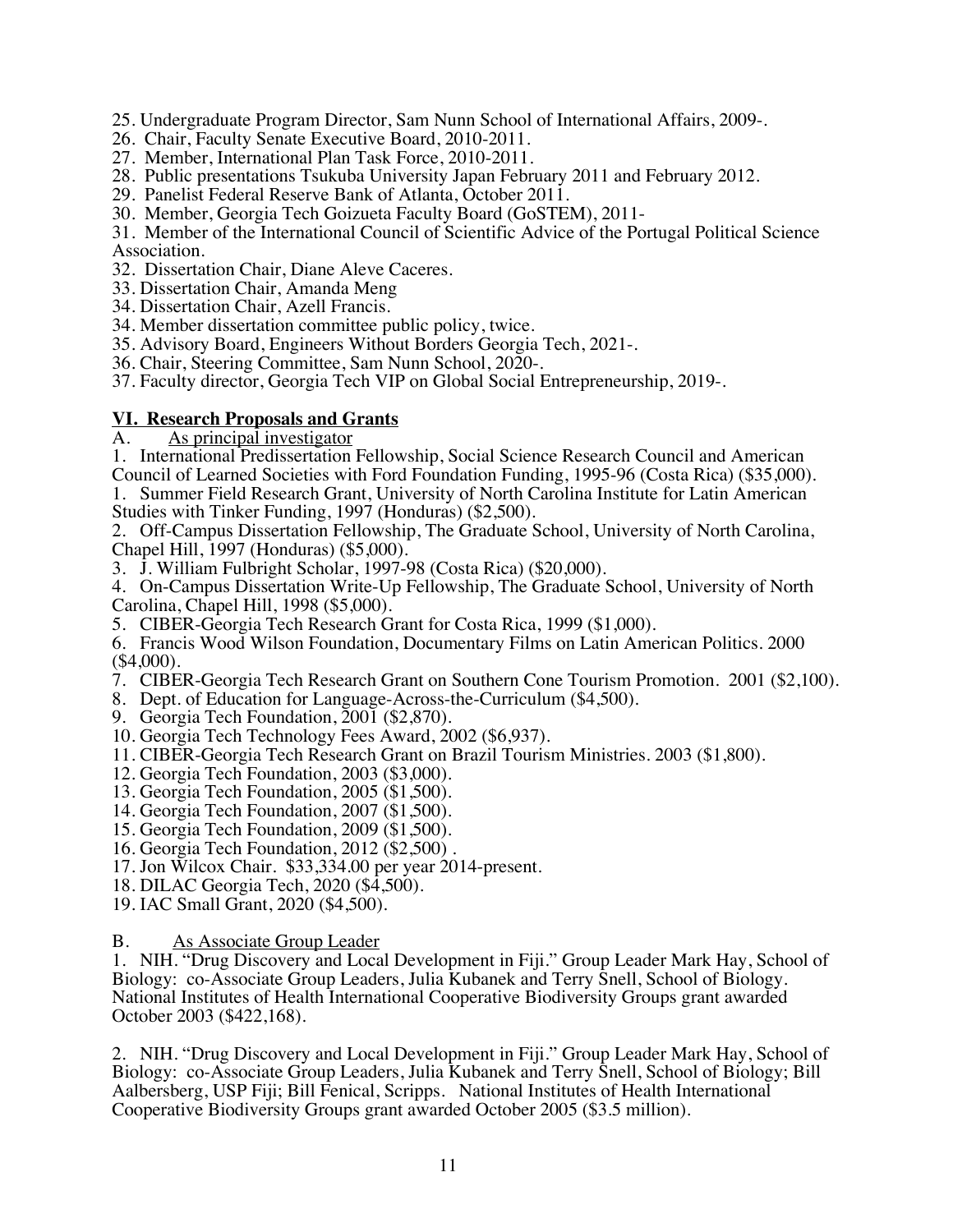25. Undergraduate Program Director, Sam Nunn School of International Affairs, 2009-.
26. Chair, Faculty Senate Executive Board, 2010-2011.
27. Member, International Plan Task Force, 2010-2011.
28. Public presentations Tsukuba University Japan February 2011 and February 2012.
29. Panelist Federal Reserve Bank of Atlanta, October 2011.
30. Member, Georgia Tech Goizueta Faculty Board (GoSTEM), 2011-
31. Member of the International Council of Scientific Advice of the Portugal Political Science Association.
32. Dissertation Chair, Diane Aleve Caceres.
33. Dissertation Chair, Amanda Meng
34. Dissertation Chair, Azell Francis.
34. Member dissertation committee public policy, twice.
35. Advisory Board, Engineers Without Borders Georgia Tech, 2021-.
36. Chair, Steering Committee, Sam Nunn School, 2020-.
37. Faculty director, Georgia Tech VIP on Global Social Entrepreneurship, 2019-.

## VI. Research Proposals and Grants

A. As principal investigator

1. International Predissertation Fellowship, Social Science Research Council and American Council of Learned Societies with Ford Foundation Funding, 1995-96 (Costa Rica) ($35,000).
1. Summer Field Research Grant, University of North Carolina Institute for Latin American Studies with Tinker Funding, 1997 (Honduras) ($2,500).
2. Off-Campus Dissertation Fellowship, The Graduate School, University of North Carolina, Chapel Hill, 1997 (Honduras) ($5,000).
3. J. William Fulbright Scholar, 1997-98 (Costa Rica) ($20,000).
4. On-Campus Dissertation Write-Up Fellowship, The Graduate School, University of North Carolina, Chapel Hill, 1998 ($5,000).
5. CIBER-Georgia Tech Research Grant for Costa Rica, 1999 ($1,000).
6. Francis Wood Wilson Foundation, Documentary Films on Latin American Politics. 2000 ($4,000).
7. CIBER-Georgia Tech Research Grant on Southern Cone Tourism Promotion. 2001 ($2,100).
8. Dept. of Education for Language-Across-the-Curriculum ($4,500).
9. Georgia Tech Foundation, 2001 ($2,870).
10. Georgia Tech Technology Fees Award, 2002 ($6,937).
11. CIBER-Georgia Tech Research Grant on Brazil Tourism Ministries. 2003 ($1,800).
12. Georgia Tech Foundation, 2003 ($3,000).
13. Georgia Tech Foundation, 2005 ($1,500).
14. Georgia Tech Foundation, 2007 ($1,500).
15. Georgia Tech Foundation, 2009 ($1,500).
16. Georgia Tech Foundation, 2012 ($2,500) .
17. Jon Wilcox Chair. $33,334.00 per year 2014-present.
18. DILAC Georgia Tech, 2020 ($4,500).
19. IAC Small Grant, 2020 ($4,500).

B. As Associate Group Leader

1. NIH. "Drug Discovery and Local Development in Fiji." Group Leader Mark Hay, School of Biology: co-Associate Group Leaders, Julia Kubanek and Terry Snell, School of Biology. National Institutes of Health International Cooperative Biodiversity Groups grant awarded October 2003 ($422,168).

2. NIH. "Drug Discovery and Local Development in Fiji." Group Leader Mark Hay, School of Biology: co-Associate Group Leaders, Julia Kubanek and Terry Snell, School of Biology; Bill Aalbersberg, USP Fiji; Bill Fenical, Scripps. National Institutes of Health International Cooperative Biodiversity Groups grant awarded October 2005 ($3.5 million).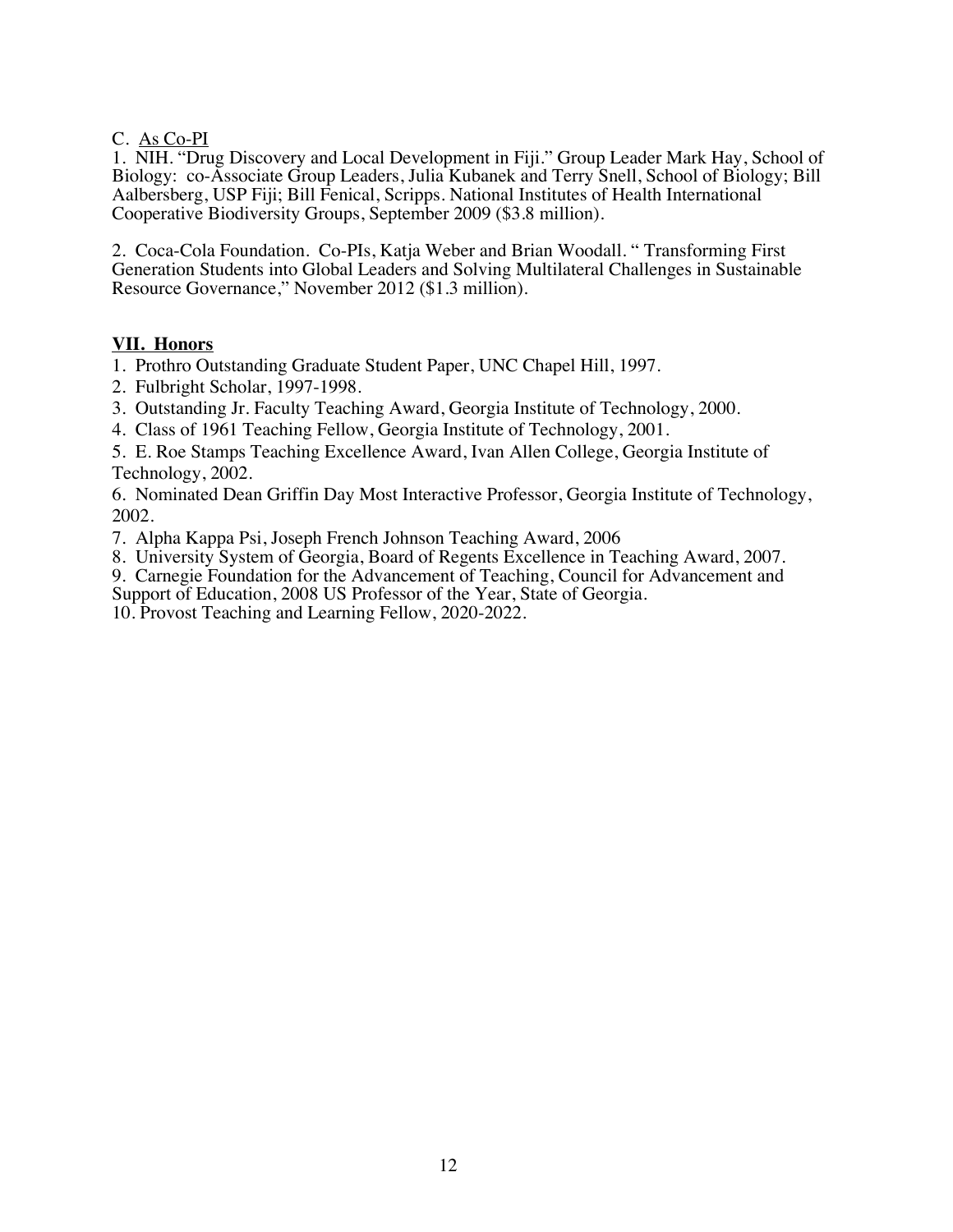C. <u>As Co-PI</u>

1. NIH. "Drug Discovery and Local Development in Fiji." Group Leader Mark Hay, School of Biology: co-Associate Group Leaders, Julia Kubanek and Terry Snell, School of Biology; Bill Aalbersberg, USP Fiji; Bill Fenical, Scripps. National Institutes of Health International Cooperative Biodiversity Groups, September 2009 ($3.8 million).

2. Coca-Cola Foundation. Co-PIs, Katja Weber and Brian Woodall. " Transforming First Generation Students into Global Leaders and Solving Multilateral Challenges in Sustainable Resource Governance," November 2012 ($1.3 million).

## VII. Honors

1. Prothro Outstanding Graduate Student Paper, UNC Chapel Hill, 1997.
2. Fulbright Scholar, 1997-1998.
3. Outstanding Jr. Faculty Teaching Award, Georgia Institute of Technology, 2000.
4. Class of 1961 Teaching Fellow, Georgia Institute of Technology, 2001.
5. E. Roe Stamps Teaching Excellence Award, Ivan Allen College, Georgia Institute of Technology, 2002.
6. Nominated Dean Griffin Day Most Interactive Professor, Georgia Institute of Technology, 2002.
7. Alpha Kappa Psi, Joseph French Johnson Teaching Award, 2006
8. University System of Georgia, Board of Regents Excellence in Teaching Award, 2007.
9. Carnegie Foundation for the Advancement of Teaching, Council for Advancement and Support of Education, 2008 US Professor of the Year, State of Georgia.
10. Provost Teaching and Learning Fellow, 2020-2022.